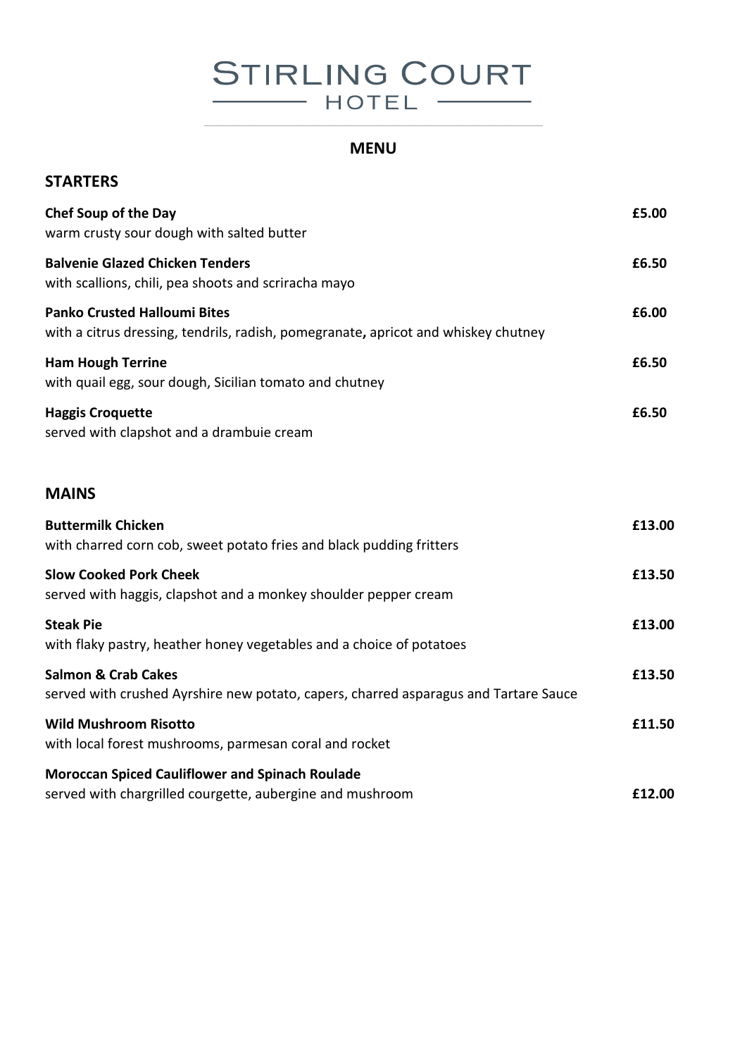# STIRLING COURT HOTEL

## MENU

## STARTERS

**Chef Soup of the Day** — **£5.00**
warm crusty sour dough with salted butter

**Balvenie Glazed Chicken Tenders** — **£6.50**
with scallions, chili, pea shoots and scriracha mayo

**Panko Crusted Halloumi Bites** — **£6.00**
with a citrus dressing, tendrils, radish, pomegranate**,** apricot and whiskey chutney

**Ham Hough Terrine** — **£6.50**
with quail egg, sour dough, Sicilian tomato and chutney

**Haggis Croquette** — **£6.50**
served with clapshot and a drambuie cream

## MAINS

**Buttermilk Chicken** — **£13.00**
with charred corn cob, sweet potato fries and black pudding fritters

**Slow Cooked Pork Cheek** — **£13.50**
served with haggis, clapshot and a monkey shoulder pepper cream

**Steak Pie** — **£13.00**
with flaky pastry, heather honey vegetables and a choice of potatoes

**Salmon & Crab Cakes** — **£13.50**
served with crushed Ayrshire new potato, capers, charred asparagus and Tartare Sauce

**Wild Mushroom Risotto** — **£11.50**
with local forest mushrooms, parmesan coral and rocket

**Moroccan Spiced Cauliflower and Spinach Roulade**
served with chargrilled courgette, aubergine and mushroom — **£12.00**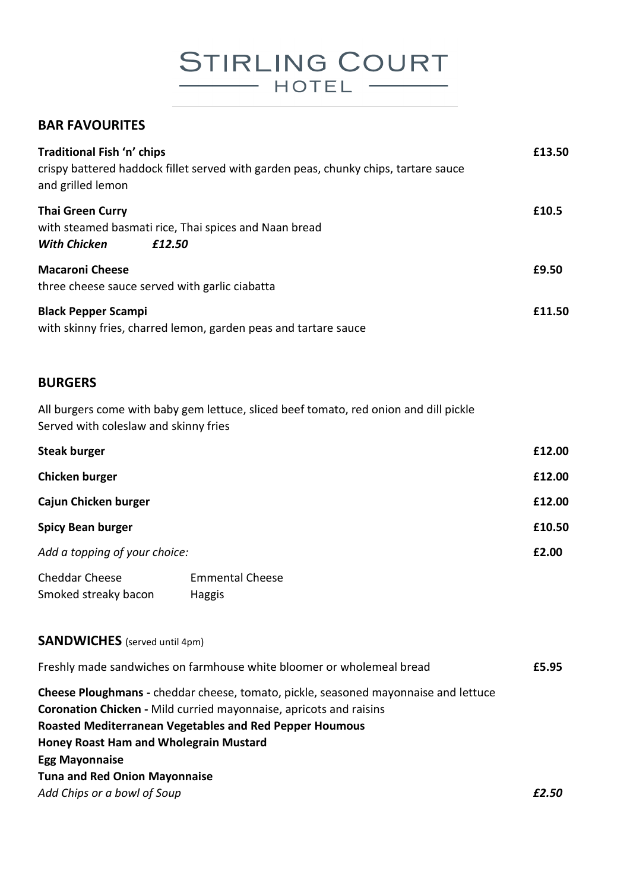# STIRLING COURT HOTEL

## BAR FAVOURITES

**Traditional Fish 'n' chips** — **£13.50**
crispy battered haddock fillet served with garden peas, chunky chips, tartare sauce and grilled lemon

**Thai Green Curry** — **£10.5**
with steamed basmati rice, Thai spices and Naan bread
***With Chicken £12.50***

**Macaroni Cheese** — **£9.50**
three cheese sauce served with garlic ciabatta

**Black Pepper Scampi** — **£11.50**
with skinny fries, charred lemon, garden peas and tartare sauce

## BURGERS

All burgers come with baby gem lettuce, sliced beef tomato, red onion and dill pickle
Served with coleslaw and skinny fries

**Steak burger** — **£12.00**

**Chicken burger** — **£12.00**

**Cajun Chicken burger** — **£12.00**

**Spicy Bean burger** — **£10.50**

*Add a topping of your choice:* — **£2.00**

Cheddar Cheese, Emmental Cheese
Smoked streaky bacon, Haggis

## SANDWICHES (served until 4pm)

Freshly made sandwiches on farmhouse white bloomer or wholemeal bread — **£5.95**

**Cheese Ploughmans -** cheddar cheese, tomato, pickle, seasoned mayonnaise and lettuce
**Coronation Chicken -** Mild curried mayonnaise, apricots and raisins
**Roasted Mediterranean Vegetables and Red Pepper Houmous**
**Honey Roast Ham and Wholegrain Mustard**
**Egg Mayonnaise**
**Tuna and Red Onion Mayonnaise**
*Add Chips or a bowl of Soup* — ***£2.50***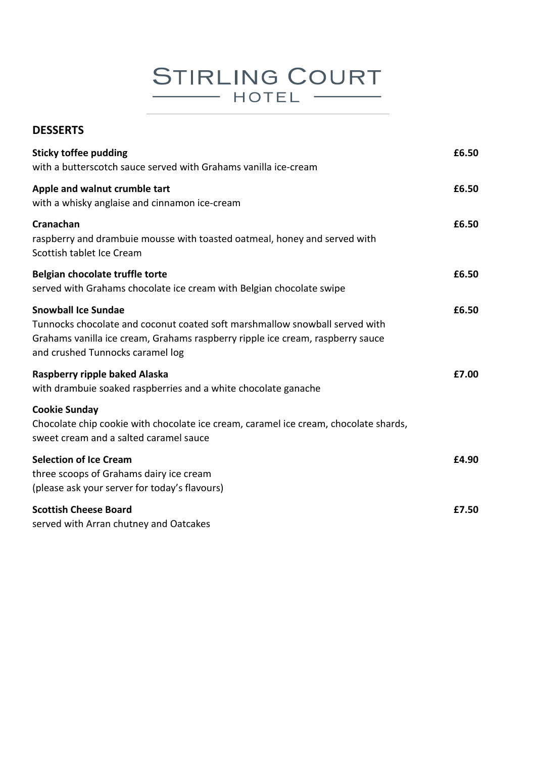# STIRLING COURT HOTEL

## DESSERTS

**Sticky toffee pudding** **£6.50**
with a butterscotch sauce served with Grahams vanilla ice-cream

**Apple and walnut crumble tart** **£6.50**
with a whisky anglaise and cinnamon ice-cream

**Cranachan** **£6.50**
raspberry and drambuie mousse with toasted oatmeal, honey and served with Scottish tablet Ice Cream

**Belgian chocolate truffle torte** **£6.50**
served with Grahams chocolate ice cream with Belgian chocolate swipe

**Snowball Ice Sundae** **£6.50**
Tunnocks chocolate and coconut coated soft marshmallow snowball served with Grahams vanilla ice cream, Grahams raspberry ripple ice cream, raspberry sauce and crushed Tunnocks caramel log

**Raspberry ripple baked Alaska** **£7.00**
with drambuie soaked raspberries and a white chocolate ganache

**Cookie Sunday**
Chocolate chip cookie with chocolate ice cream, caramel ice cream, chocolate shards, sweet cream and a salted caramel sauce

**Selection of Ice Cream** **£4.90**
three scoops of Grahams dairy ice cream
(please ask your server for today's flavours)

**Scottish Cheese Board** **£7.50**
served with Arran chutney and Oatcakes